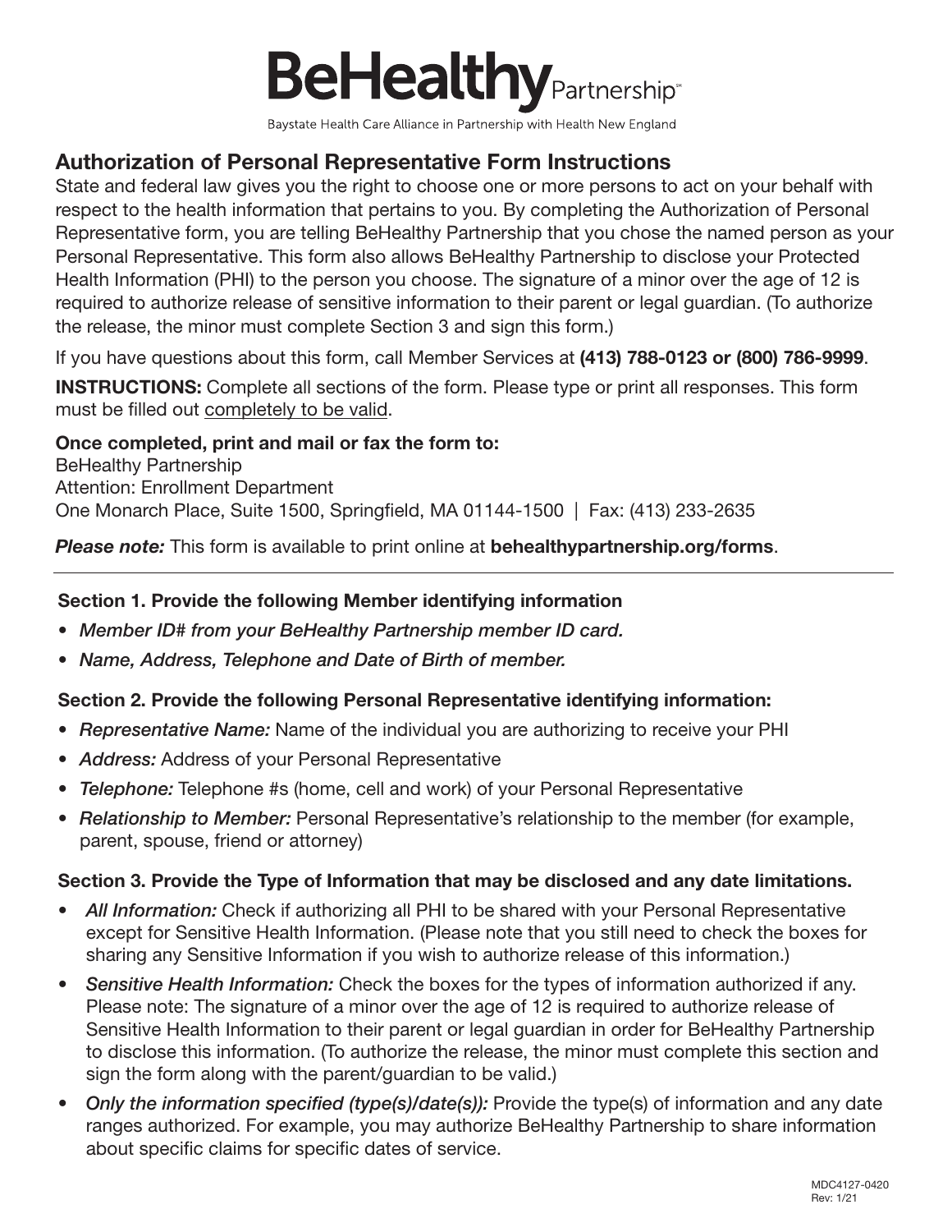# BeHealthy Partnership

Baystate Health Care Alliance in Partnership with Health New England

## Authorization of Personal Representative Form Instructions

State and federal law gives you the right to choose one or more persons to act on your behalf with respect to the health information that pertains to you. By completing the Authorization of Personal Representative form, you are telling BeHealthy Partnership that you chose the named person as your Personal Representative. This form also allows BeHealthy Partnership to disclose your Protected Health Information (PHI) to the person you choose. The signature of a minor over the age of 12 is required to authorize release of sensitive information to their parent or legal guardian. (To authorize the release, the minor must complete Section 3 and sign this form.)

If you have questions about this form, call Member Services at **(413) 788-0123 or (800) 786-9999**.

**INSTRUCTIONS:** Complete all sections of the form. Please type or print all responses. This form must be filled out completely to be valid.

**Once completed, print and mail or fax the form to:**
BeHealthy Partnership
Attention: Enrollment Department
One Monarch Place, Suite 1500, Springfield, MA 01144-1500 | Fax: (413) 233-2635

***Please note:*** This form is available to print online at **behealthypartnership.org/forms**.

---

### Section 1. Provide the following Member identifying information

- *Member ID# from your BeHealthy Partnership member ID card.*
- *Name, Address, Telephone and Date of Birth of member.*

### Section 2. Provide the following Personal Representative identifying information:

- *Representative Name:* Name of the individual you are authorizing to receive your PHI
- *Address:* Address of your Personal Representative
- *Telephone:* Telephone #s (home, cell and work) of your Personal Representative
- *Relationship to Member:* Personal Representative's relationship to the member (for example, parent, spouse, friend or attorney)

### Section 3. Provide the Type of Information that may be disclosed and any date limitations.

- *All Information:* Check if authorizing all PHI to be shared with your Personal Representative except for Sensitive Health Information. (Please note that you still need to check the boxes for sharing any Sensitive Information if you wish to authorize release of this information.)
- *Sensitive Health Information:* Check the boxes for the types of information authorized if any. Please note: The signature of a minor over the age of 12 is required to authorize release of Sensitive Health Information to their parent or legal guardian in order for BeHealthy Partnership to disclose this information. (To authorize the release, the minor must complete this section and sign the form along with the parent/guardian to be valid.)
- *Only the information specified (type(s)/date(s)):* Provide the type(s) of information and any date ranges authorized. For example, you may authorize BeHealthy Partnership to share information about specific claims for specific dates of service.

MDC4127-0420
Rev: 1/21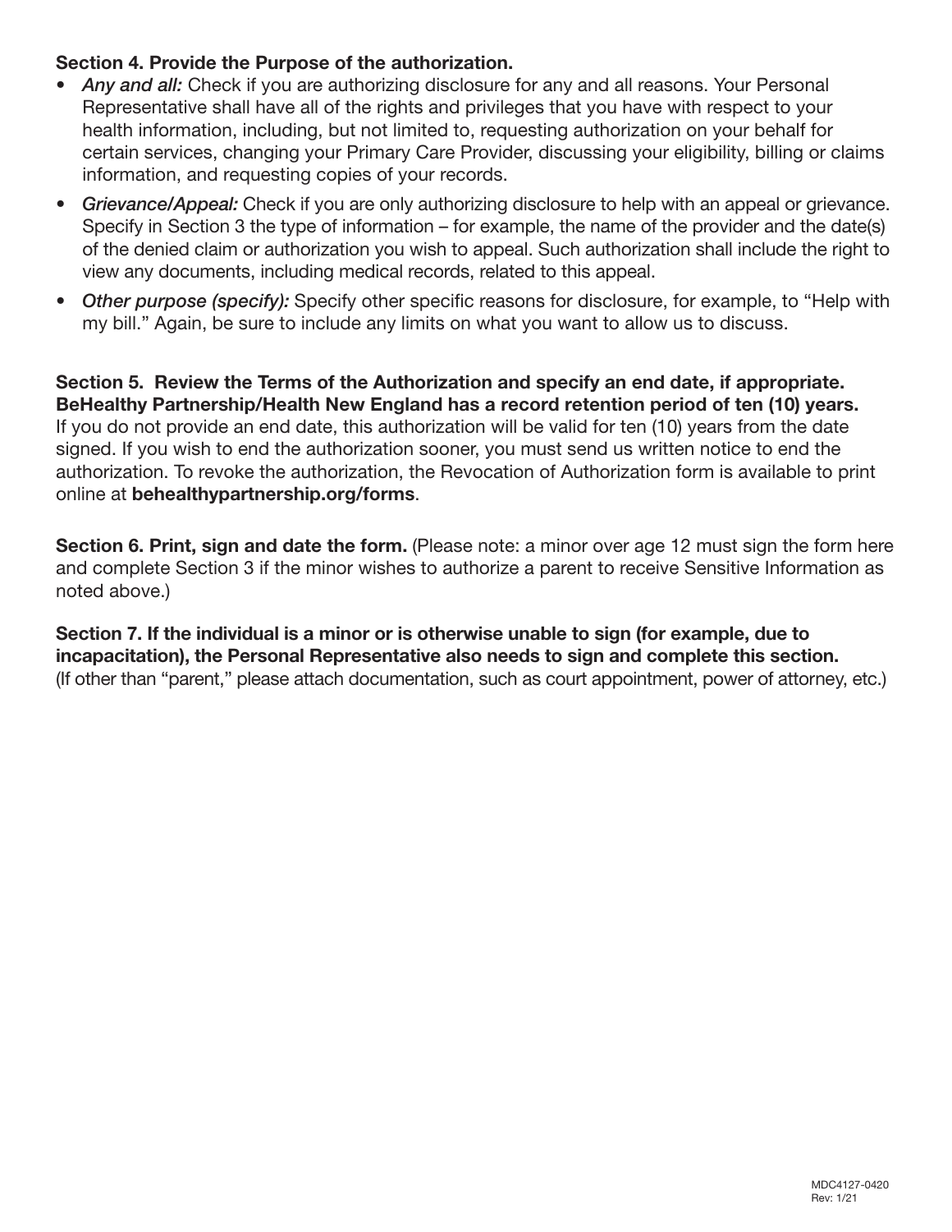**Section 4. Provide the Purpose of the authorization.**

- *Any and all:* Check if you are authorizing disclosure for any and all reasons. Your Personal Representative shall have all of the rights and privileges that you have with respect to your health information, including, but not limited to, requesting authorization on your behalf for certain services, changing your Primary Care Provider, discussing your eligibility, billing or claims information, and requesting copies of your records.
- *Grievance/Appeal:* Check if you are only authorizing disclosure to help with an appeal or grievance. Specify in Section 3 the type of information – for example, the name of the provider and the date(s) of the denied claim or authorization you wish to appeal. Such authorization shall include the right to view any documents, including medical records, related to this appeal.
- *Other purpose (specify):* Specify other specific reasons for disclosure, for example, to "Help with my bill." Again, be sure to include any limits on what you want to allow us to discuss.

**Section 5. Review the Terms of the Authorization and specify an end date, if appropriate. BeHealthy Partnership/Health New England has a record retention period of ten (10) years.** If you do not provide an end date, this authorization will be valid for ten (10) years from the date signed. If you wish to end the authorization sooner, you must send us written notice to end the authorization. To revoke the authorization, the Revocation of Authorization form is available to print online at **behealthypartnership.org/forms**.

**Section 6. Print, sign and date the form.** (Please note: a minor over age 12 must sign the form here and complete Section 3 if the minor wishes to authorize a parent to receive Sensitive Information as noted above.)

**Section 7. If the individual is a minor or is otherwise unable to sign (for example, due to incapacitation), the Personal Representative also needs to sign and complete this section.** (If other than "parent," please attach documentation, such as court appointment, power of attorney, etc.)

MDC4127-0420
Rev: 1/21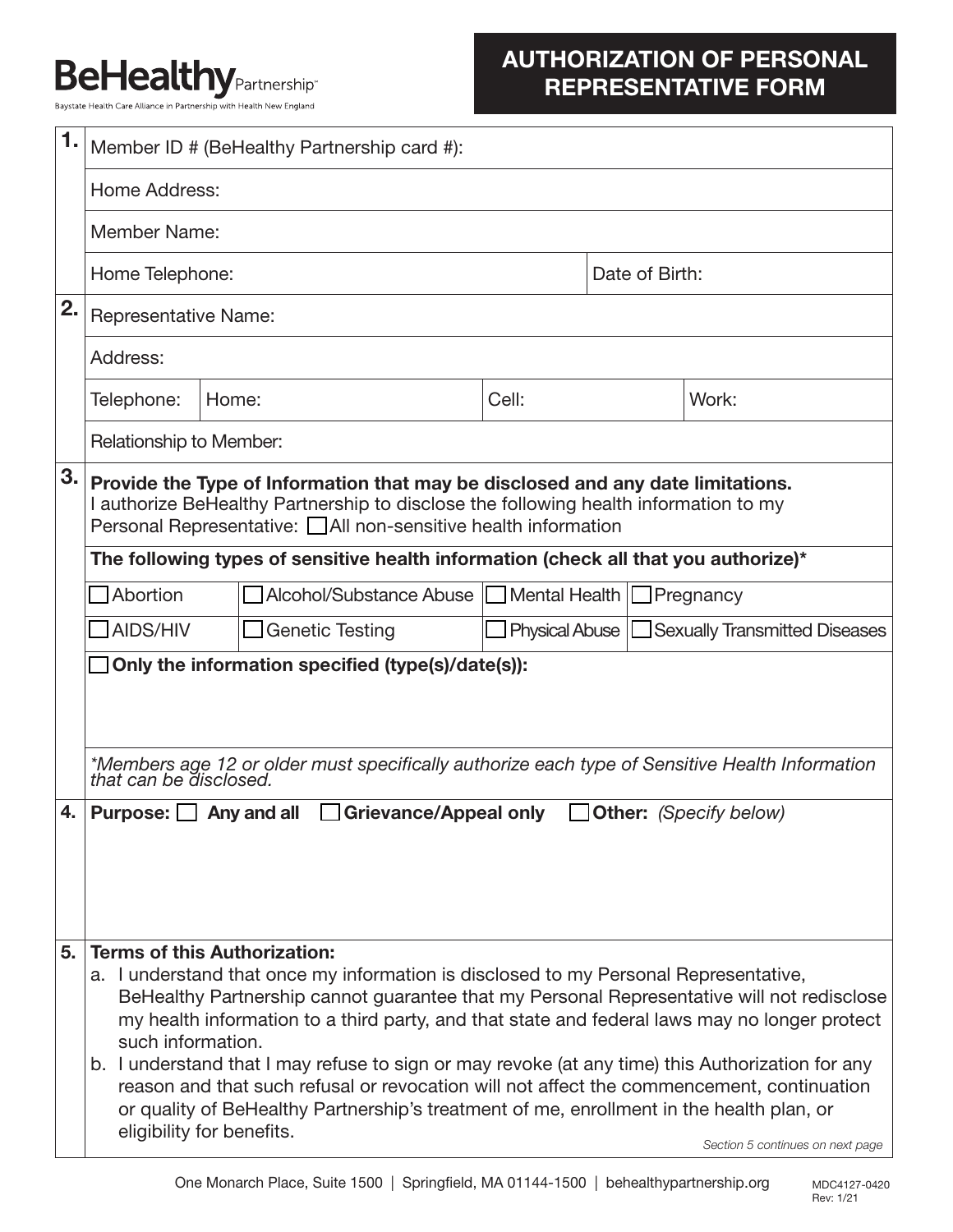BeHealthy Partnership™
Baystate Health Care Alliance in Partnership with Health New England

# AUTHORIZATION OF PERSONAL REPRESENTATIVE FORM

**1.**

| | | | |
|---|---|---|---|
| Member ID # (BeHealthy Partnership card #): | | | |
| Home Address: | | | |
| Member Name: | | | |
| Home Telephone: | | Date of Birth: | |

**2.**

| | | | |
|---|---|---|---|
| Representative Name: | | | |
| Address: | | | |
| Telephone: | Home: | Cell: | Work: |
| Relationship to Member: | | | |

**3. Provide the Type of Information that may be disclosed and any date limitations.**
I authorize BeHealthy Partnership to disclose the following health information to my Personal Representative: ☐ All non-sensitive health information

**The following types of sensitive health information (check all that you authorize)***

| | | | |
|---|---|---|---|
| ☐ Abortion | ☐ Alcohol/Substance Abuse | ☐ Mental Health | ☐ Pregnancy |
| ☐ AIDS/HIV | ☐ Genetic Testing | ☐ Physical Abuse | ☐ Sexually Transmitted Diseases |

☐ **Only the information specified (type(s)/date(s)):**

*\*Members age 12 or older must specifically authorize each type of Sensitive Health Information that can be disclosed.*

**4. Purpose:** ☐ **Any and all** ☐ **Grievance/Appeal only** ☐ **Other:** *(Specify below)*

**5. Terms of this Authorization:**

a. I understand that once my information is disclosed to my Personal Representative, BeHealthy Partnership cannot guarantee that my Personal Representative will not redisclose my health information to a third party, and that state and federal laws may no longer protect such information.

b. I understand that I may refuse to sign or may revoke (at any time) this Authorization for any reason and that such refusal or revocation will not affect the commencement, continuation or quality of BeHealthy Partnership's treatment of me, enrollment in the health plan, or eligibility for benefits.

*Section 5 continues on next page*

One Monarch Place, Suite 1500 | Springfield, MA 01144-1500 | behealthypartnership.org

MDC4127-0420
Rev: 1/21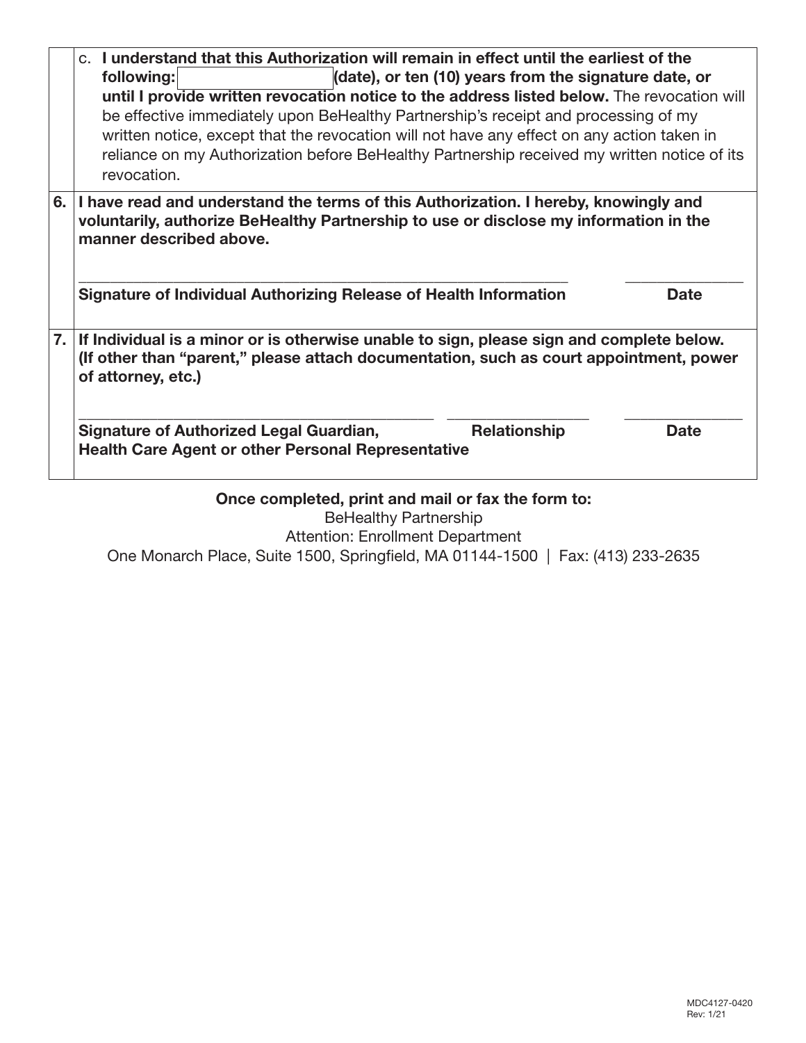c. **I understand that this Authorization will remain in effect until the earliest of the following: ____________________ (date), or ten (10) years from the signature date, or until I provide written revocation notice to the address listed below.** The revocation will be effective immediately upon BeHealthy Partnership's receipt and processing of my written notice, except that the revocation will not have any effect on any action taken in reliance on my Authorization before BeHealthy Partnership received my written notice of its revocation.

**6. I have read and understand the terms of this Authorization. I hereby, knowingly and voluntarily, authorize BeHealthy Partnership to use or disclose my information in the manner described above.**

_______________________________________________________________ _______________

**Signature of Individual Authorizing Release of Health Information** **Date**

**7. If Individual is a minor or is otherwise unable to sign, please sign and complete below. (If other than "parent," please attach documentation, such as court appointment, power of attorney, etc.)**

_____________________________________________ __________________ _______________

**Signature of Authorized Legal Guardian, Health Care Agent or other Personal Representative** **Relationship** **Date**

**Once completed, print and mail or fax the form to:**

BeHealthy Partnership
Attention: Enrollment Department
One Monarch Place, Suite 1500, Springfield, MA 01144-1500 | Fax: (413) 233-2635

MDC4127-0420
Rev: 1/21